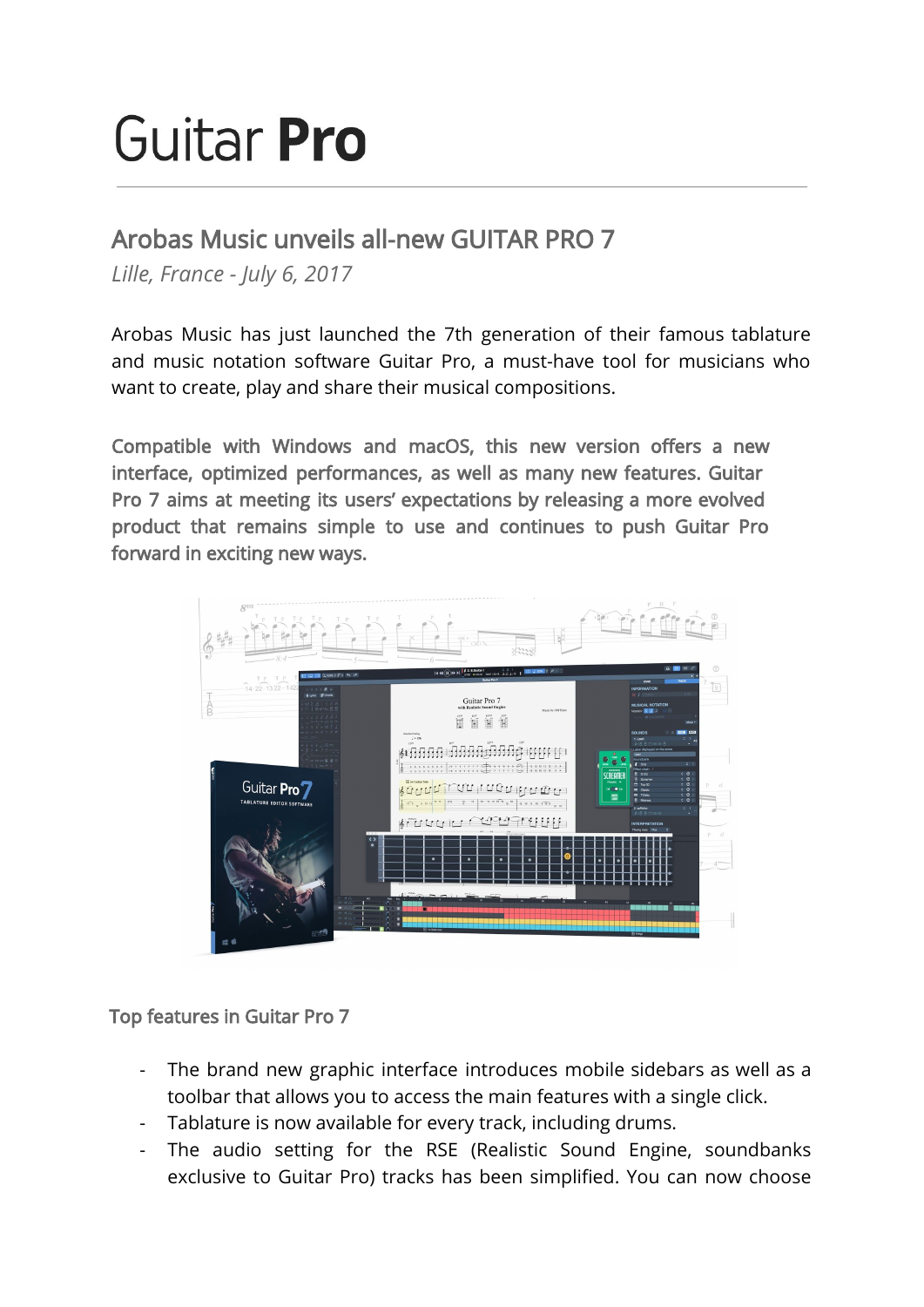# Guitar **Pro**

## Arobas Music unveils all-new GUITAR PRO 7

*Lille, France - July 6, 2017*

Arobas Music has just launched the 7th generation of their famous tablature and music notation software Guitar Pro, a must-have tool for musicians who want to create, play and share their musical compositions.

Compatible with Windows and macOS, this new version offers a new interface, optimized performances, as well as many new features. Guitar Pro 7 aims at meeting its users' expectations by releasing a more evolved product that remains simple to use and continues to push Guitar Pro forward in exciting new ways.

### Top features in Guitar Pro 7

- The brand new graphic interface introduces mobile sidebars as well as a toolbar that allows you to access the main features with a single click.
- Tablature is now available for every track, including drums.
- The audio setting for the RSE (Realistic Sound Engine, soundbanks exclusive to Guitar Pro) tracks has been simplified. You can now choose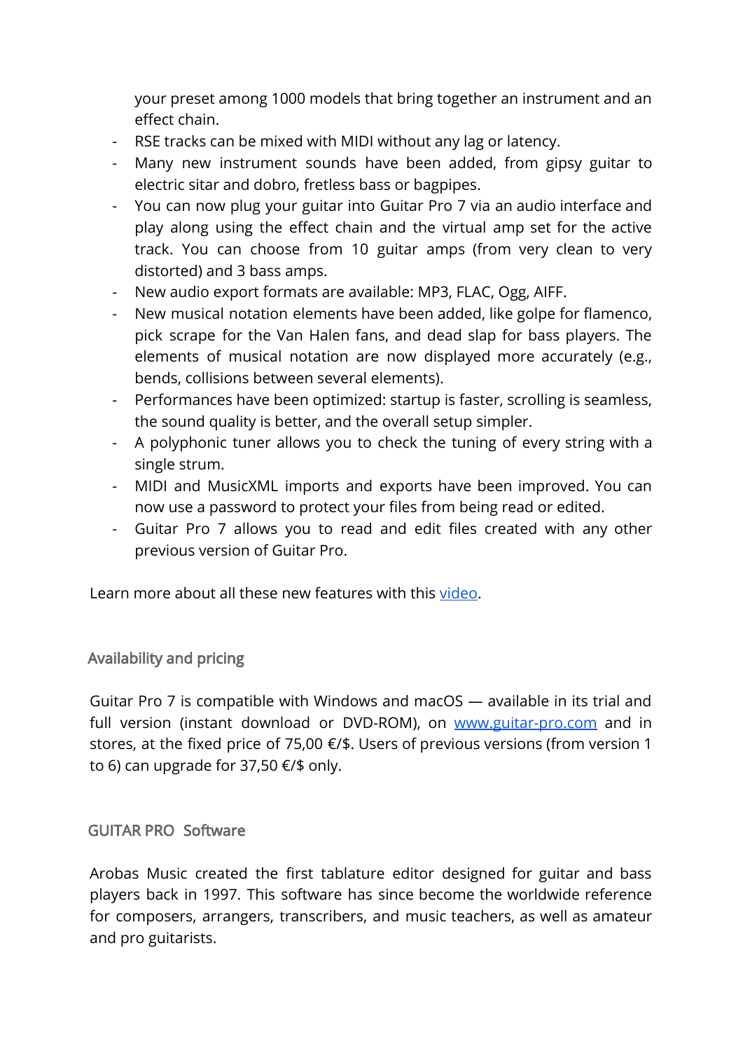your preset among 1000 models that bring together an instrument and an effect chain.

- RSE tracks can be mixed with MIDI without any lag or latency.
- Many new instrument sounds have been added, from gipsy guitar to electric sitar and dobro, fretless bass or bagpipes.
- You can now plug your guitar into Guitar Pro 7 via an audio interface and play along using the effect chain and the virtual amp set for the active track. You can choose from 10 guitar amps (from very clean to very distorted) and 3 bass amps.
- New audio export formats are available: MP3, FLAC, Ogg, AIFF.
- New musical notation elements have been added, like golpe for flamenco, pick scrape for the Van Halen fans, and dead slap for bass players. The elements of musical notation are now displayed more accurately (e.g., bends, collisions between several elements).
- Performances have been optimized: startup is faster, scrolling is seamless, the sound quality is better, and the overall setup simpler.
- A polyphonic tuner allows you to check the tuning of every string with a single strum.
- MIDI and MusicXML imports and exports have been improved. You can now use a password to protect your files from being read or edited.
- Guitar Pro 7 allows you to read and edit files created with any other previous version of Guitar Pro.

Learn more about all these new features with this [video](video).

## Availability and pricing

Guitar Pro 7 is compatible with Windows and macOS — available in its trial and full version (instant download or DVD-ROM), on [www.guitar-pro.com](http://www.guitar-pro.com) and in stores, at the fixed price of 75,00 €/$. Users of previous versions (from version 1 to 6) can upgrade for 37,50 €/$ only.

## GUITAR PRO Software

Arobas Music created the first tablature editor designed for guitar and bass players back in 1997. This software has since become the worldwide reference for composers, arrangers, transcribers, and music teachers, as well as amateur and pro guitarists.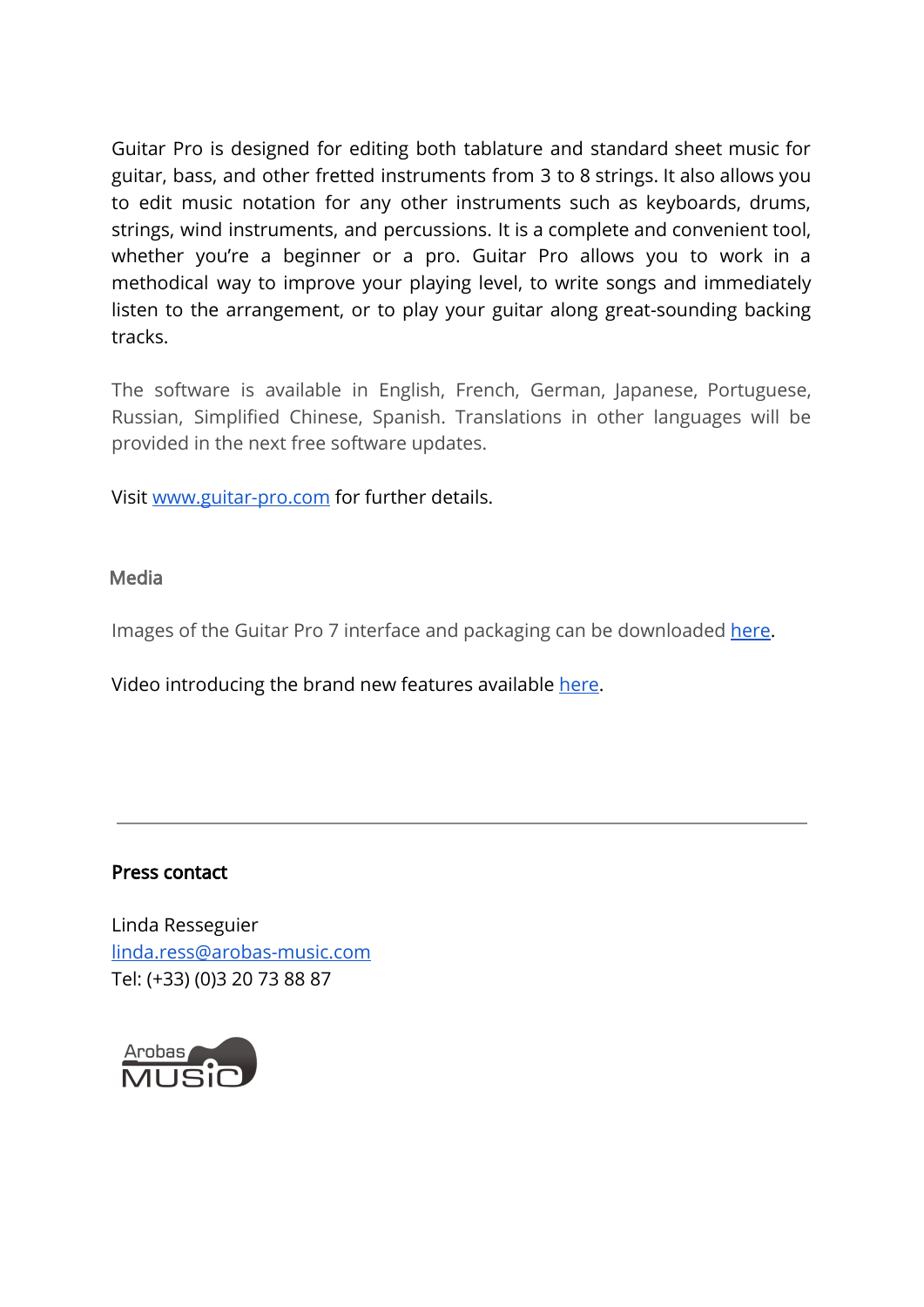Guitar Pro is designed for editing both tablature and standard sheet music for guitar, bass, and other fretted instruments from 3 to 8 strings. It also allows you to edit music notation for any other instruments such as keyboards, drums, strings, wind instruments, and percussions. It is a complete and convenient tool, whether you're a beginner or a pro. Guitar Pro allows you to work in a methodical way to improve your playing level, to write songs and immediately listen to the arrangement, or to play your guitar along great-sounding backing tracks.

The software is available in English, French, German, Japanese, Portuguese, Russian, Simplified Chinese, Spanish. Translations in other languages will be provided in the next free software updates.

Visit [www.guitar-pro.com](http://www.guitar-pro.com) for further details.

## Media

Images of the Guitar Pro 7 interface and packaging can be downloaded here.

Video introducing the brand new features available here.

---

**Press contact**

Linda Resseguier
linda.ress@arobas-music.com
Tel: (+33) (0)3 20 73 88 87

Arobas MUSIC